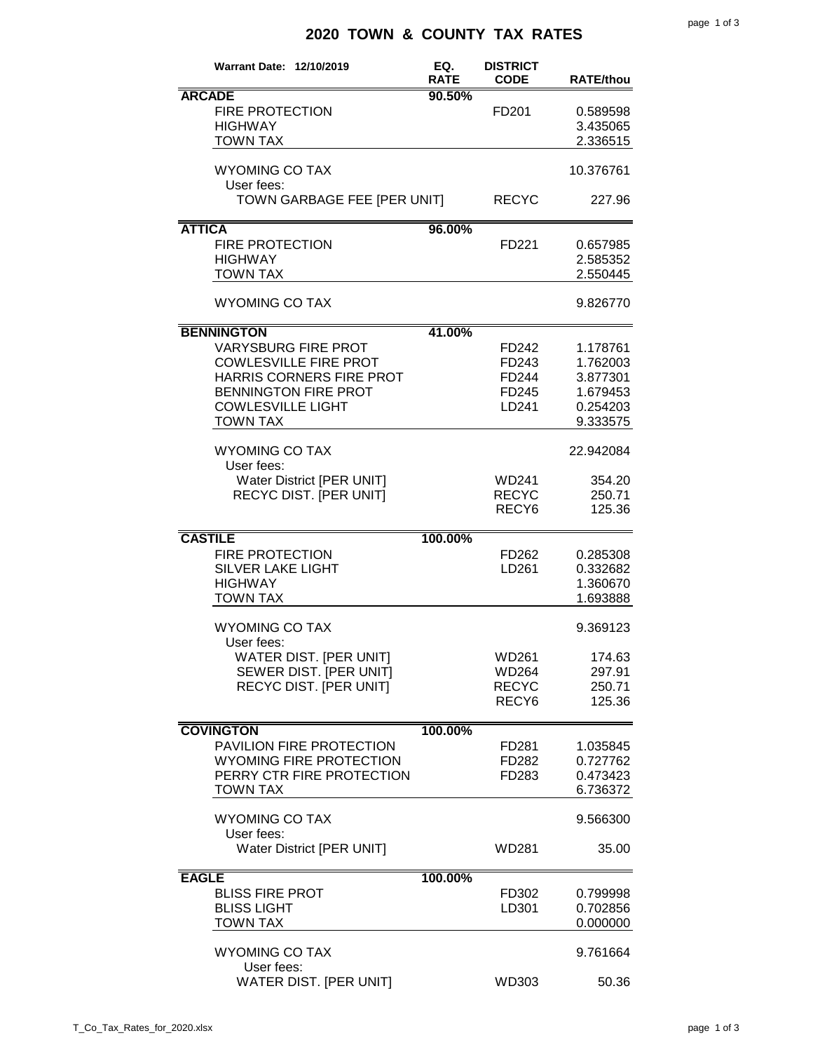# 2020 TOWN & COUNTY TAX RATES

| Warrant Date: 12/10/2019 | EQ. RATE | DISTRICT CODE | RATE/thou |
|---|---|---|---|
| **ARCADE** | 90.50% | | |
| FIRE PROTECTION | | FD201 | 0.589598 |
| HIGHWAY | | | 3.435065 |
| TOWN TAX | | | 2.336515 |
| WYOMING CO TAX | | | 10.376761 |
| User fees: | | | |
| TOWN GARBAGE FEE [PER UNIT] | | RECYC | 227.96 |
| **ATTICA** | 96.00% | | |
| FIRE PROTECTION | | FD221 | 0.657985 |
| HIGHWAY | | | 2.585352 |
| TOWN TAX | | | 2.550445 |
| WYOMING CO TAX | | | 9.826770 |
| **BENNINGTON** | 41.00% | | |
| VARYSBURG FIRE PROT | | FD242 | 1.178761 |
| COWLESVILLE FIRE PROT | | FD243 | 1.762003 |
| HARRIS CORNERS FIRE PROT | | FD244 | 3.877301 |
| BENNINGTON FIRE PROT | | FD245 | 1.679453 |
| COWLESVILLE LIGHT | | LD241 | 0.254203 |
| TOWN TAX | | | 9.333575 |
| WYOMING CO TAX | | | 22.942084 |
| User fees: | | | |
| Water District [PER UNIT] | | WD241 | 354.20 |
| RECYC DIST. [PER UNIT] | | RECYC | 250.71 |
| | | RECY6 | 125.36 |
| **CASTILE** | 100.00% | | |
| FIRE PROTECTION | | FD262 | 0.285308 |
| SILVER LAKE LIGHT | | LD261 | 0.332682 |
| HIGHWAY | | | 1.360670 |
| TOWN TAX | | | 1.693888 |
| WYOMING CO TAX | | | 9.369123 |
| User fees: | | | |
| WATER DIST. [PER UNIT] | | WD261 | 174.63 |
| SEWER DIST. [PER UNIT] | | WD264 | 297.91 |
| RECYC DIST. [PER UNIT] | | RECYC | 250.71 |
| | | RECY6 | 125.36 |
| **COVINGTON** | 100.00% | | |
| PAVILION FIRE PROTECTION | | FD281 | 1.035845 |
| WYOMING FIRE PROTECTION | | FD282 | 0.727762 |
| PERRY CTR FIRE PROTECTION | | FD283 | 0.473423 |
| TOWN TAX | | | 6.736372 |
| WYOMING CO TAX | | | 9.566300 |
| User fees: | | | |
| Water District [PER UNIT] | | WD281 | 35.00 |
| **EAGLE** | 100.00% | | |
| BLISS FIRE PROT | | FD302 | 0.799998 |
| BLISS LIGHT | | LD301 | 0.702856 |
| TOWN TAX | | | 0.000000 |
| WYOMING CO TAX | | | 9.761664 |
| User fees: | | | |
| WATER DIST. [PER UNIT] | | WD303 | 50.36 |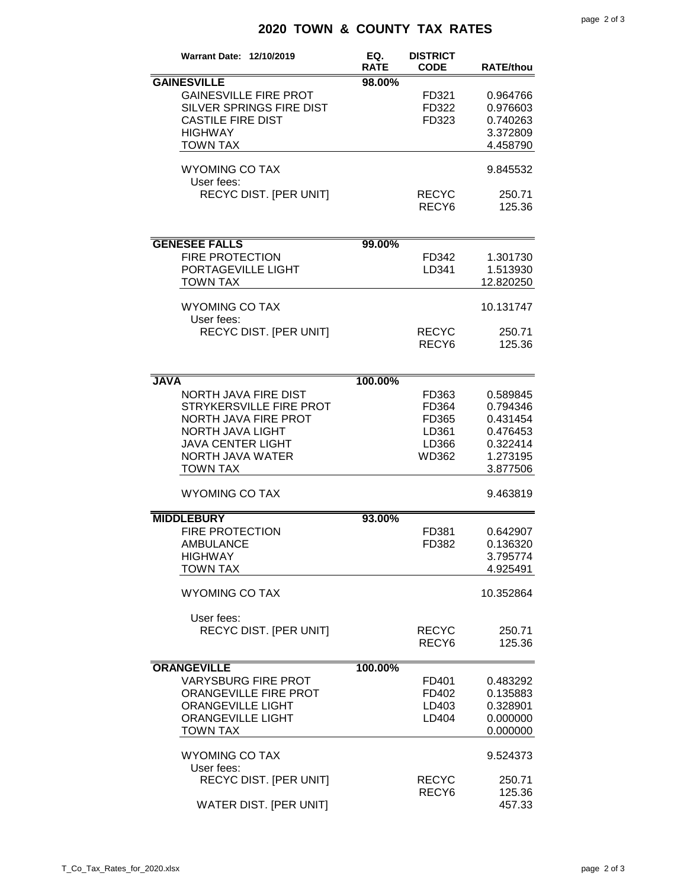# 2020 TOWN & COUNTY TAX RATES

| Warrant Date: 12/10/2019 | EQ. RATE | DISTRICT CODE | RATE/thou |
|---|---|---|---|
| **GAINESVILLE** | **98.00%** | | |
| GAINESVILLE FIRE PROT | | FD321 | 0.964766 |
| SILVER SPRINGS FIRE DIST | | FD322 | 0.976603 |
| CASTILE FIRE DIST | | FD323 | 0.740263 |
| HIGHWAY | | | 3.372809 |
| TOWN TAX | | | 4.458790 |
| WYOMING CO TAX | | | 9.845532 |
| User fees: | | | |
| RECYC DIST. [PER UNIT] | | RECYC | 250.71 |
| | | RECY6 | 125.36 |
| **GENESEE FALLS** | **99.00%** | | |
| FIRE PROTECTION | | FD342 | 1.301730 |
| PORTAGEVILLE LIGHT | | LD341 | 1.513930 |
| TOWN TAX | | | 12.820250 |
| WYOMING CO TAX | | | 10.131747 |
| User fees: | | | |
| RECYC DIST. [PER UNIT] | | RECYC | 250.71 |
| | | RECY6 | 125.36 |
| **JAVA** | **100.00%** | | |
| NORTH JAVA FIRE DIST | | FD363 | 0.589845 |
| STRYKERSVILLE FIRE PROT | | FD364 | 0.794346 |
| NORTH JAVA FIRE PROT | | FD365 | 0.431454 |
| NORTH JAVA LIGHT | | LD361 | 0.476453 |
| JAVA CENTER LIGHT | | LD366 | 0.322414 |
| NORTH JAVA WATER | | WD362 | 1.273195 |
| TOWN TAX | | | 3.877506 |
| WYOMING CO TAX | | | 9.463819 |
| **MIDDLEBURY** | **93.00%** | | |
| FIRE PROTECTION | | FD381 | 0.642907 |
| AMBULANCE | | FD382 | 0.136320 |
| HIGHWAY | | | 3.795774 |
| TOWN TAX | | | 4.925491 |
| WYOMING CO TAX | | | 10.352864 |
| User fees: | | | |
| RECYC DIST. [PER UNIT] | | RECYC | 250.71 |
| | | RECY6 | 125.36 |
| **ORANGEVILLE** | **100.00%** | | |
| VARYSBURG FIRE PROT | | FD401 | 0.483292 |
| ORANGEVILLE FIRE PROT | | FD402 | 0.135883 |
| ORANGEVILLE LIGHT | | LD403 | 0.328901 |
| ORANGEVILLE LIGHT | | LD404 | 0.000000 |
| TOWN TAX | | | 0.000000 |
| WYOMING CO TAX | | | 9.524373 |
| User fees: | | | |
| RECYC DIST. [PER UNIT] | | RECYC | 250.71 |
| | | RECY6 | 125.36 |
| WATER DIST. [PER UNIT] | | | 457.33 |

T_Co_Tax_Rates_for_2020.xlsx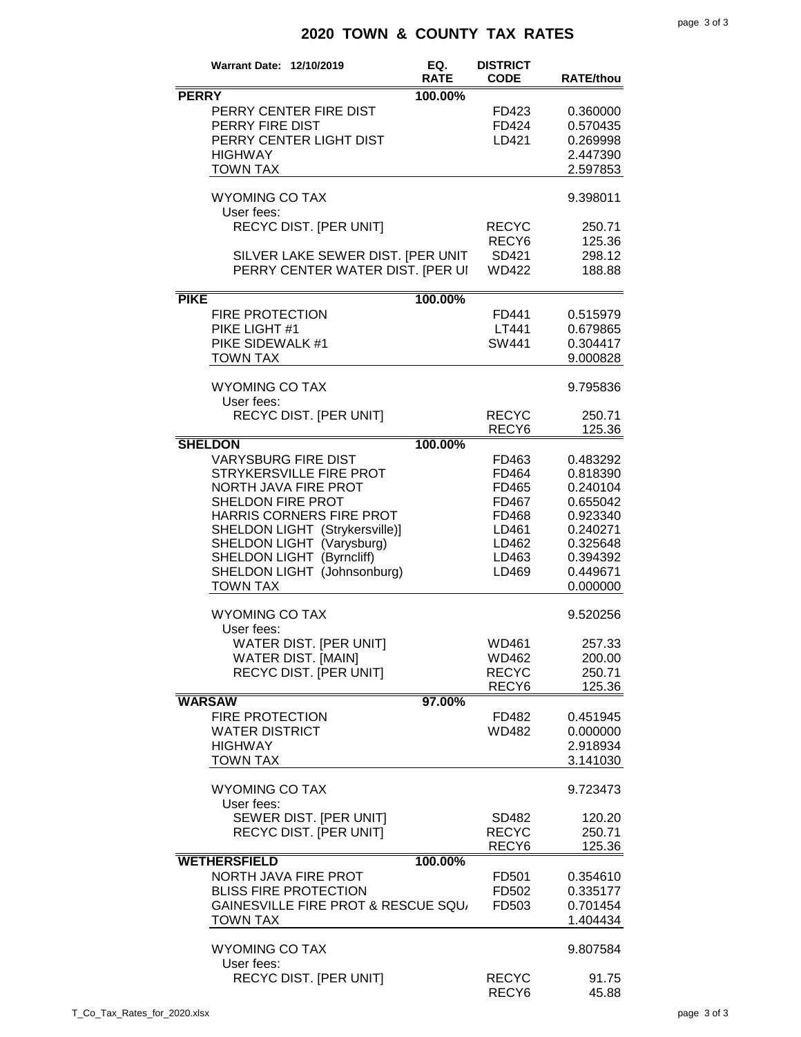# 2020 TOWN & COUNTY TAX RATES

| Warrant Date: 12/10/2019 | EQ. RATE | DISTRICT CODE | RATE/thou |
|---|---|---|---|
| **PERRY** | 100.00% | | |
| PERRY CENTER FIRE DIST | | FD423 | 0.360000 |
| PERRY FIRE DIST | | FD424 | 0.570435 |
| PERRY CENTER LIGHT DIST | | LD421 | 0.269998 |
| HIGHWAY | | | 2.447390 |
| TOWN TAX | | | 2.597853 |
| WYOMING CO TAX | | | 9.398011 |
| User fees: | | | |
| RECYC DIST. [PER UNIT] | | RECYC | 250.71 |
| | | RECY6 | 125.36 |
| SILVER LAKE SEWER DIST. [PER UNIT | | SD421 | 298.12 |
| PERRY CENTER WATER DIST. [PER UI | | WD422 | 188.88 |
| **PIKE** | 100.00% | | |
| FIRE PROTECTION | | FD441 | 0.515979 |
| PIKE LIGHT #1 | | LT441 | 0.679865 |
| PIKE SIDEWALK #1 | | SW441 | 0.304417 |
| TOWN TAX | | | 9.000828 |
| WYOMING CO TAX | | | 9.795836 |
| User fees: | | | |
| RECYC DIST. [PER UNIT] | | RECYC | 250.71 |
| | | RECY6 | 125.36 |
| **SHELDON** | 100.00% | | |
| VARYSBURG FIRE DIST | | FD463 | 0.483292 |
| STRYKERSVILLE FIRE PROT | | FD464 | 0.818390 |
| NORTH JAVA FIRE PROT | | FD465 | 0.240104 |
| SHELDON FIRE PROT | | FD467 | 0.655042 |
| HARRIS CORNERS FIRE PROT | | FD468 | 0.923340 |
| SHELDON LIGHT (Strykersville)] | | LD461 | 0.240271 |
| SHELDON LIGHT (Varysburg) | | LD462 | 0.325648 |
| SHELDON LIGHT (Byrncliff) | | LD463 | 0.394392 |
| SHELDON LIGHT (Johnsonburg) | | LD469 | 0.449671 |
| TOWN TAX | | | 0.000000 |
| WYOMING CO TAX | | | 9.520256 |
| User fees: | | | |
| WATER DIST. [PER UNIT] | | WD461 | 257.33 |
| WATER DIST. [MAIN] | | WD462 | 200.00 |
| RECYC DIST. [PER UNIT] | | RECYC | 250.71 |
| | | RECY6 | 125.36 |
| **WARSAW** | 97.00% | | |
| FIRE PROTECTION | | FD482 | 0.451945 |
| WATER DISTRICT | | WD482 | 0.000000 |
| HIGHWAY | | | 2.918934 |
| TOWN TAX | | | 3.141030 |
| WYOMING CO TAX | | | 9.723473 |
| User fees: | | | |
| SEWER DIST. [PER UNIT] | | SD482 | 120.20 |
| RECYC DIST. [PER UNIT] | | RECYC | 250.71 |
| | | RECY6 | 125.36 |
| **WETHERSFIELD** | 100.00% | | |
| NORTH JAVA FIRE PROT | | FD501 | 0.354610 |
| BLISS FIRE PROTECTION | | FD502 | 0.335177 |
| GAINESVILLE FIRE PROT & RESCUE SQU/ | | FD503 | 0.701454 |
| TOWN TAX | | | 1.404434 |
| WYOMING CO TAX | | | 9.807584 |
| User fees: | | | |
| RECYC DIST. [PER UNIT] | | RECYC | 91.75 |
| | | RECY6 | 45.88 |